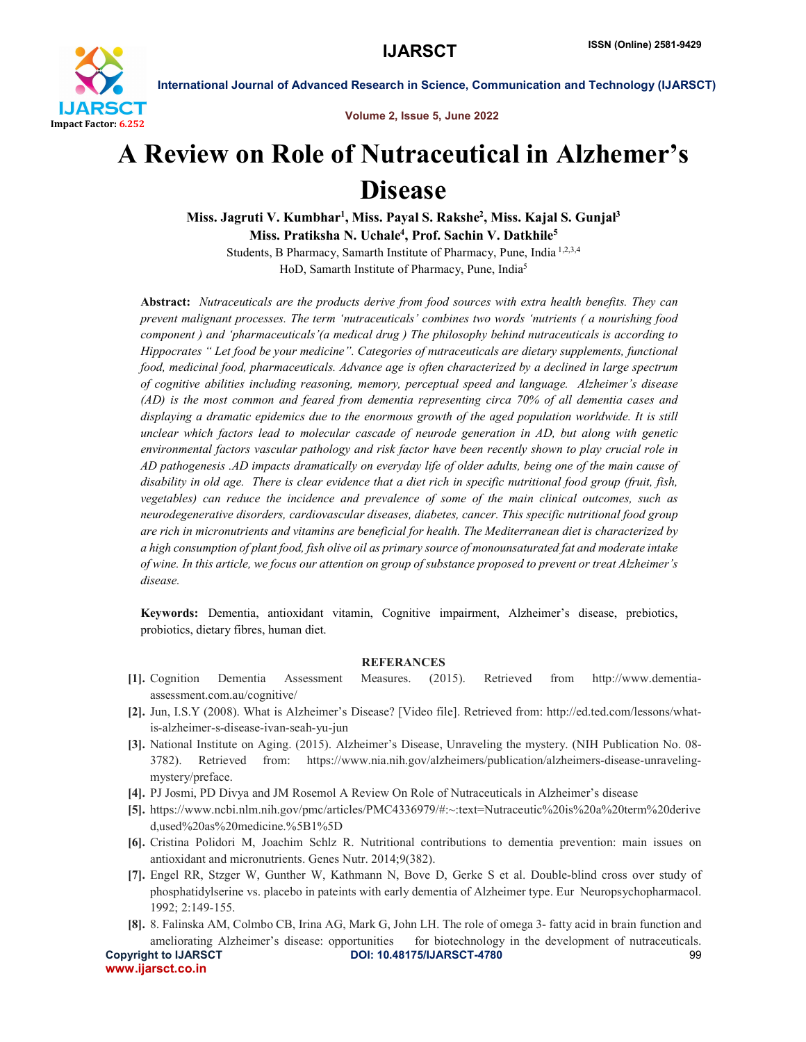# A Review on Role of Nutraceutical in Alzhemer's Disease

**Miss. Jagruti V. Kumbhar[1], Miss. Payal S. Rakshe[2], Miss. Kajal S. Gunjal[3]**
**Miss. Pratiksha N. Uchale[4], Prof. Sachin V. Datkhile[5]**

Students, B Pharmacy, Samarth Institute of Pharmacy, Pune, India [1,2,3,4]
HoD, Samarth Institute of Pharmacy, Pune, India[5]

**Abstract:** *Nutraceuticals are the products derive from food sources with extra health benefits. They can prevent malignant processes. The term 'nutraceuticals' combines two words 'nutrients ( a nourishing food component ) and 'pharmaceuticals'(a medical drug ) The philosophy behind nutraceuticals is according to Hippocrates " Let food be your medicine". Categories of nutraceuticals are dietary supplements, functional food, medicinal food, pharmaceuticals. Advance age is often characterized by a declined in large spectrum of cognitive abilities including reasoning, memory, perceptual speed and language. Alzheimer's disease (AD) is the most common and feared from dementia representing circa 70% of all dementia cases and displaying a dramatic epidemics due to the enormous growth of the aged population worldwide. It is still unclear which factors lead to molecular cascade of neurode generation in AD, but along with genetic environmental factors vascular pathology and risk factor have been recently shown to play crucial role in AD pathogenesis .AD impacts dramatically on everyday life of older adults, being one of the main cause of disability in old age. There is clear evidence that a diet rich in specific nutritional food group (fruit, fish, vegetables) can reduce the incidence and prevalence of some of the main clinical outcomes, such as neurodegenerative disorders, cardiovascular diseases, diabetes, cancer. This specific nutritional food group are rich in micronutrients and vitamins are beneficial for health. The Mediterranean diet is characterized by a high consumption of plant food, fish olive oil as primary source of monounsaturated fat and moderate intake of wine. In this article, we focus our attention on group of substance proposed to prevent or treat Alzheimer's disease.*

**Keywords:** Dementia, antioxidant vitamin, Cognitive impairment, Alzheimer's disease, prebiotics, probiotics, dietary fibres, human diet.

## REFERANCES

[1]. Cognition Dementia Assessment Measures. (2015). Retrieved from http://www.dementia-assessment.com.au/cognitive/

[2]. Jun, I.S.Y (2008). What is Alzheimer's Disease? [Video file]. Retrieved from: http://ed.ted.com/lessons/what-is-alzheimer-s-disease-ivan-seah-yu-jun

[3]. National Institute on Aging. (2015). Alzheimer's Disease, Unraveling the mystery. (NIH Publication No. 08-3782). Retrieved from: https://www.nia.nih.gov/alzheimers/publication/alzheimers-disease-unraveling-mystery/preface.

[4]. PJ Josmi, PD Divya and JM Rosemol A Review On Role of Nutraceuticals in Alzheimer's disease

[5]. https://www.ncbi.nlm.nih.gov/pmc/articles/PMC4336979/#:~:text=Nutraceutic%20is%20a%20term%20derived,used%20as%20medicine.%5B1%5D

[6]. Cristina Polidori M, Joachim Schlz R. Nutritional contributions to dementia prevention: main issues on antioxidant and micronutrients. Genes Nutr. 2014;9(382).

[7]. Engel RR, Stzger W, Gunther W, Kathmann N, Bove D, Gerke S et al. Double-blind cross over study of phosphatidylserine vs. placebo in pateints with early dementia of Alzheimer type. Eur Neuropsychopharmacol. 1992; 2:149-155.

[8]. 8. Falinska AM, Colmbo CB, Irina AG, Mark G, John LH. The role of omega 3- fatty acid in brain function and ameliorating Alzheimer's disease: opportunities for biotechnology in the development of nutraceuticals.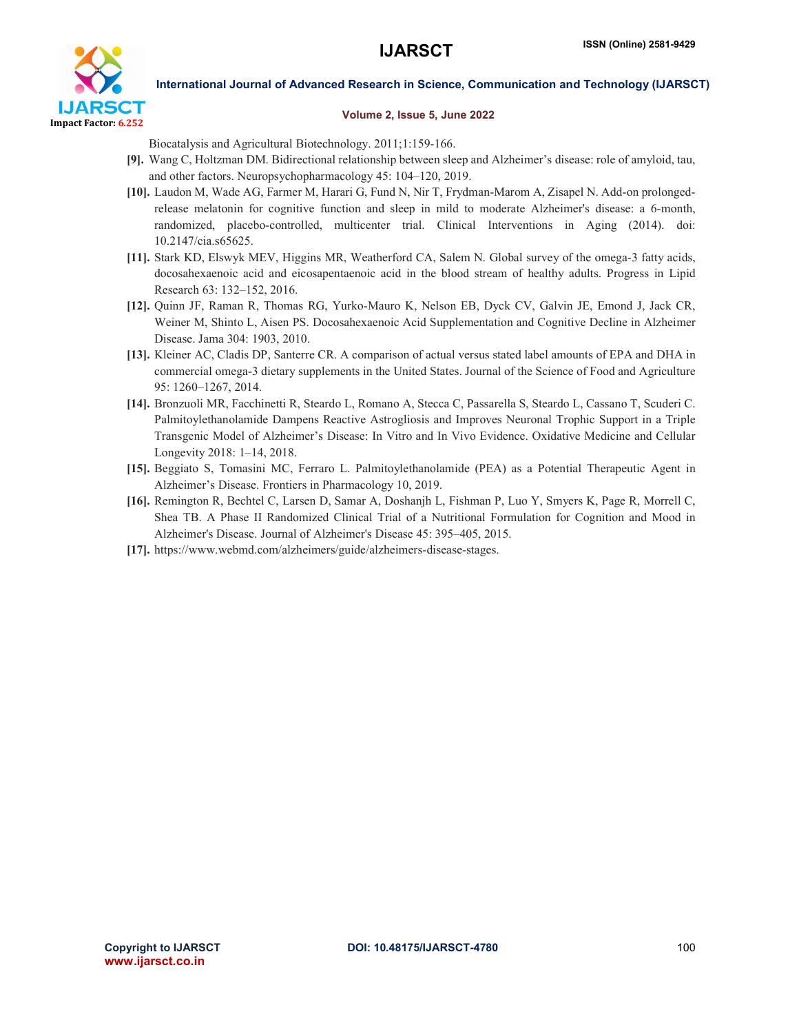Biocatalysis and Agricultural Biotechnology. 2011;1:159-166.

**[9].** Wang C, Holtzman DM. Bidirectional relationship between sleep and Alzheimer's disease: role of amyloid, tau, and other factors. Neuropsychopharmacology 45: 104–120, 2019.

**[10].** Laudon M, Wade AG, Farmer M, Harari G, Fund N, Nir T, Frydman-Marom A, Zisapel N. Add-on prolonged-release melatonin for cognitive function and sleep in mild to moderate Alzheimer's disease: a 6-month, randomized, placebo-controlled, multicenter trial. Clinical Interventions in Aging (2014). doi: 10.2147/cia.s65625.

**[11].** Stark KD, Elswyk MEV, Higgins MR, Weatherford CA, Salem N. Global survey of the omega-3 fatty acids, docosahexaenoic acid and eicosapentaenoic acid in the blood stream of healthy adults. Progress in Lipid Research 63: 132–152, 2016.

**[12].** Quinn JF, Raman R, Thomas RG, Yurko-Mauro K, Nelson EB, Dyck CV, Galvin JE, Emond J, Jack CR, Weiner M, Shinto L, Aisen PS. Docosahexaenoic Acid Supplementation and Cognitive Decline in Alzheimer Disease. Jama 304: 1903, 2010.

**[13].** Kleiner AC, Cladis DP, Santerre CR. A comparison of actual versus stated label amounts of EPA and DHA in commercial omega-3 dietary supplements in the United States. Journal of the Science of Food and Agriculture 95: 1260–1267, 2014.

**[14].** Bronzuoli MR, Facchinetti R, Steardo L, Romano A, Stecca C, Passarella S, Steardo L, Cassano T, Scuderi C. Palmitoylethanolamide Dampens Reactive Astrogliosis and Improves Neuronal Trophic Support in a Triple Transgenic Model of Alzheimer's Disease: In Vitro and In Vivo Evidence. Oxidative Medicine and Cellular Longevity 2018: 1–14, 2018.

**[15].** Beggiato S, Tomasini MC, Ferraro L. Palmitoylethanolamide (PEA) as a Potential Therapeutic Agent in Alzheimer's Disease. Frontiers in Pharmacology 10, 2019.

**[16].** Remington R, Bechtel C, Larsen D, Samar A, Doshanjh L, Fishman P, Luo Y, Smyers K, Page R, Morrell C, Shea TB. A Phase II Randomized Clinical Trial of a Nutritional Formulation for Cognition and Mood in Alzheimer's Disease. Journal of Alzheimer's Disease 45: 395–405, 2015.

**[17].** https://www.webmd.com/alzheimers/guide/alzheimers-disease-stages.